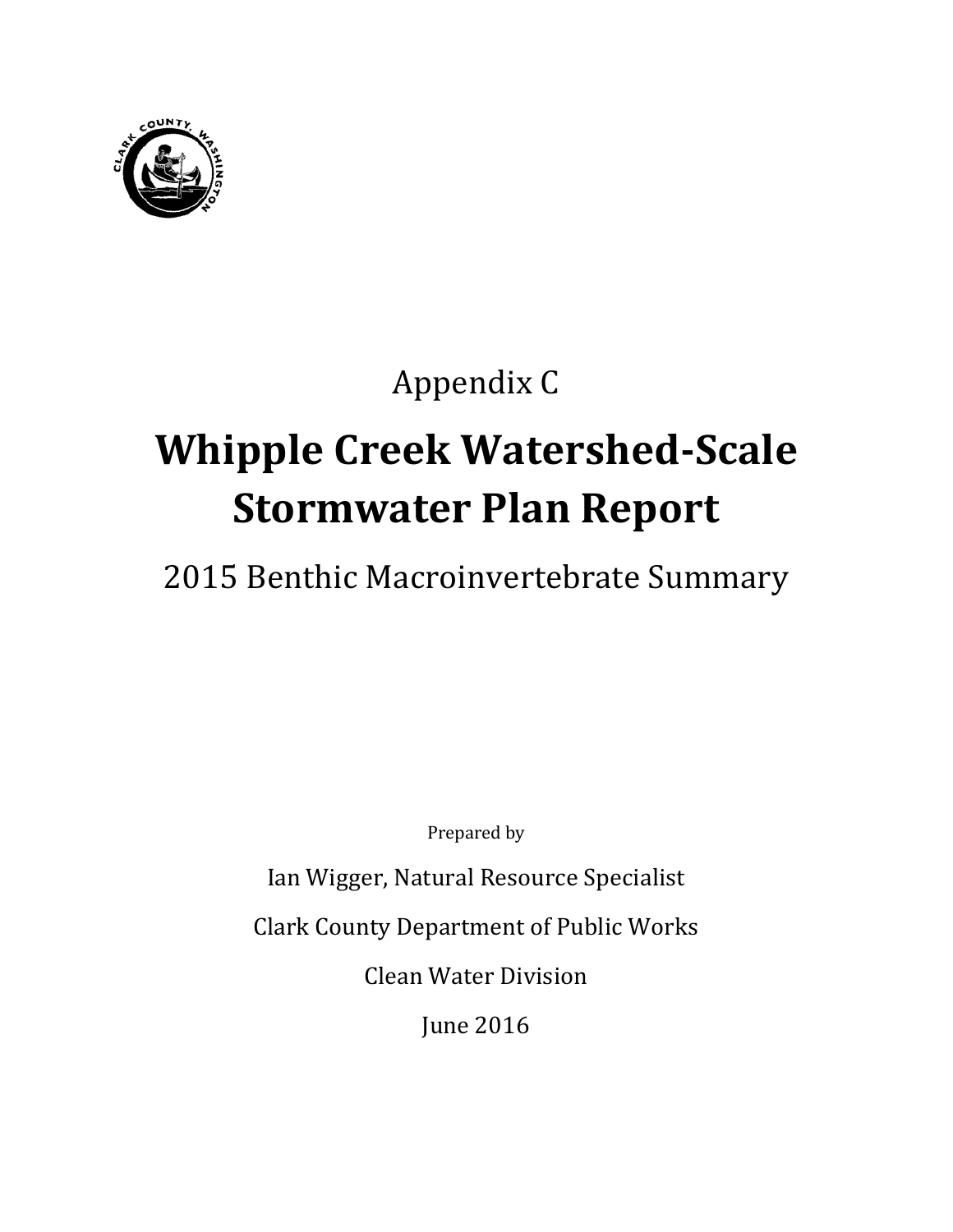Appendix C

# Whipple Creek Watershed-Scale Stormwater Plan Report

## 2015 Benthic Macroinvertebrate Summary

Prepared by

Ian Wigger, Natural Resource Specialist

Clark County Department of Public Works

Clean Water Division

June 2016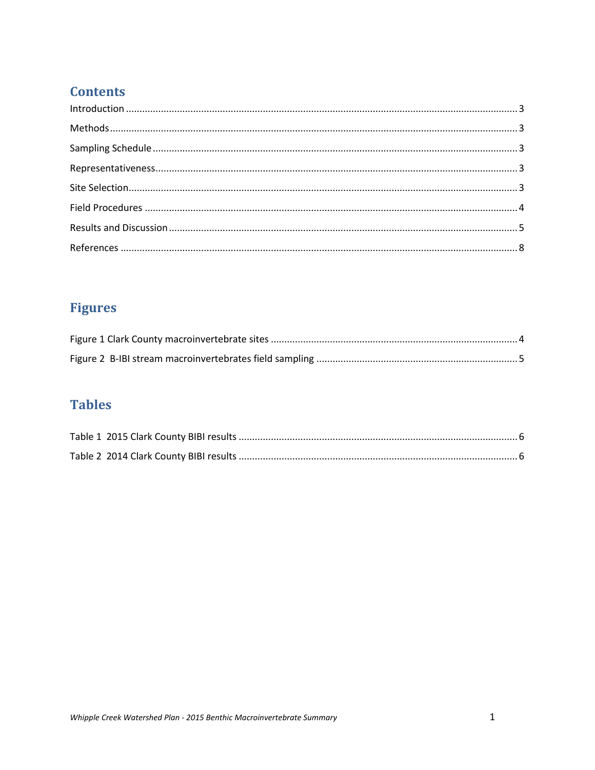## Contents

Introduction ........................................................................................................................................ 3

Methods ............................................................................................................................................. 3

Sampling Schedule .............................................................................................................................. 3

Representativeness ............................................................................................................................. 3

Site Selection ...................................................................................................................................... 3

Field Procedures ................................................................................................................................. 4

Results and Discussion ........................................................................................................................ 5

References .......................................................................................................................................... 8

## Figures

Figure 1 Clark County macroinvertebrate sites ................................................................................... 4

Figure 2 B-IBI stream macroinvertebrates field sampling ................................................................... 5

## Tables

Table 1 2015 Clark County BIBI results ............................................................................................... 6

Table 2 2014 Clark County BIBI results ............................................................................................... 6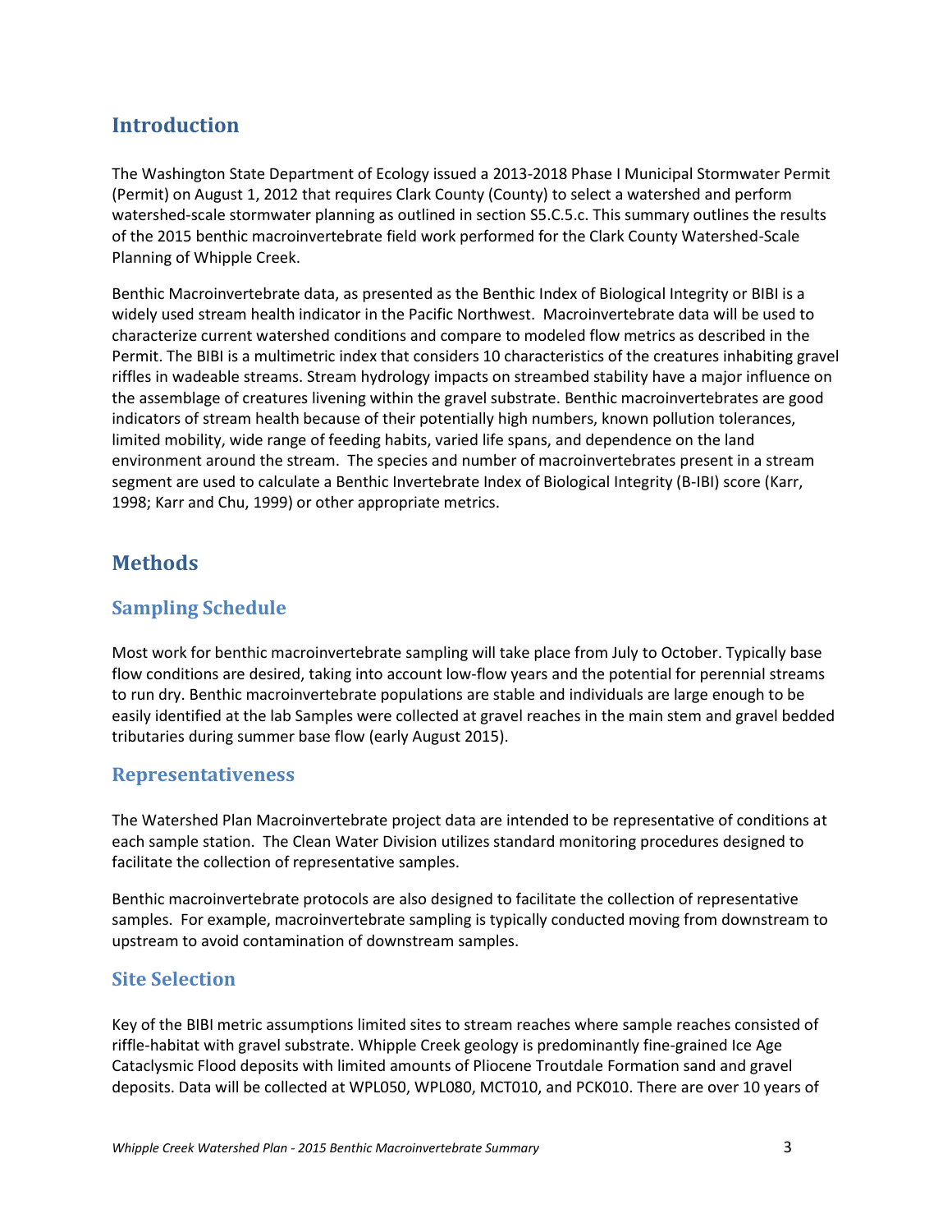## Introduction

The Washington State Department of Ecology issued a 2013-2018 Phase I Municipal Stormwater Permit (Permit) on August 1, 2012 that requires Clark County (County) to select a watershed and perform watershed-scale stormwater planning as outlined in section S5.C.5.c. This summary outlines the results of the 2015 benthic macroinvertebrate field work performed for the Clark County Watershed-Scale Planning of Whipple Creek.

Benthic Macroinvertebrate data, as presented as the Benthic Index of Biological Integrity or BIBI is a widely used stream health indicator in the Pacific Northwest. Macroinvertebrate data will be used to characterize current watershed conditions and compare to modeled flow metrics as described in the Permit. The BIBI is a multimetric index that considers 10 characteristics of the creatures inhabiting gravel riffles in wadeable streams. Stream hydrology impacts on streambed stability have a major influence on the assemblage of creatures livening within the gravel substrate. Benthic macroinvertebrates are good indicators of stream health because of their potentially high numbers, known pollution tolerances, limited mobility, wide range of feeding habits, varied life spans, and dependence on the land environment around the stream. The species and number of macroinvertebrates present in a stream segment are used to calculate a Benthic Invertebrate Index of Biological Integrity (B-IBI) score (Karr, 1998; Karr and Chu, 1999) or other appropriate metrics.

## Methods

### Sampling Schedule

Most work for benthic macroinvertebrate sampling will take place from July to October. Typically base flow conditions are desired, taking into account low-flow years and the potential for perennial streams to run dry. Benthic macroinvertebrate populations are stable and individuals are large enough to be easily identified at the lab Samples were collected at gravel reaches in the main stem and gravel bedded tributaries during summer base flow (early August 2015).

### Representativeness

The Watershed Plan Macroinvertebrate project data are intended to be representative of conditions at each sample station. The Clean Water Division utilizes standard monitoring procedures designed to facilitate the collection of representative samples.

Benthic macroinvertebrate protocols are also designed to facilitate the collection of representative samples. For example, macroinvertebrate sampling is typically conducted moving from downstream to upstream to avoid contamination of downstream samples.

### Site Selection

Key of the BIBI metric assumptions limited sites to stream reaches where sample reaches consisted of riffle-habitat with gravel substrate. Whipple Creek geology is predominantly fine-grained Ice Age Cataclysmic Flood deposits with limited amounts of Pliocene Troutdale Formation sand and gravel deposits. Data will be collected at WPL050, WPL080, MCT010, and PCK010. There are over 10 years of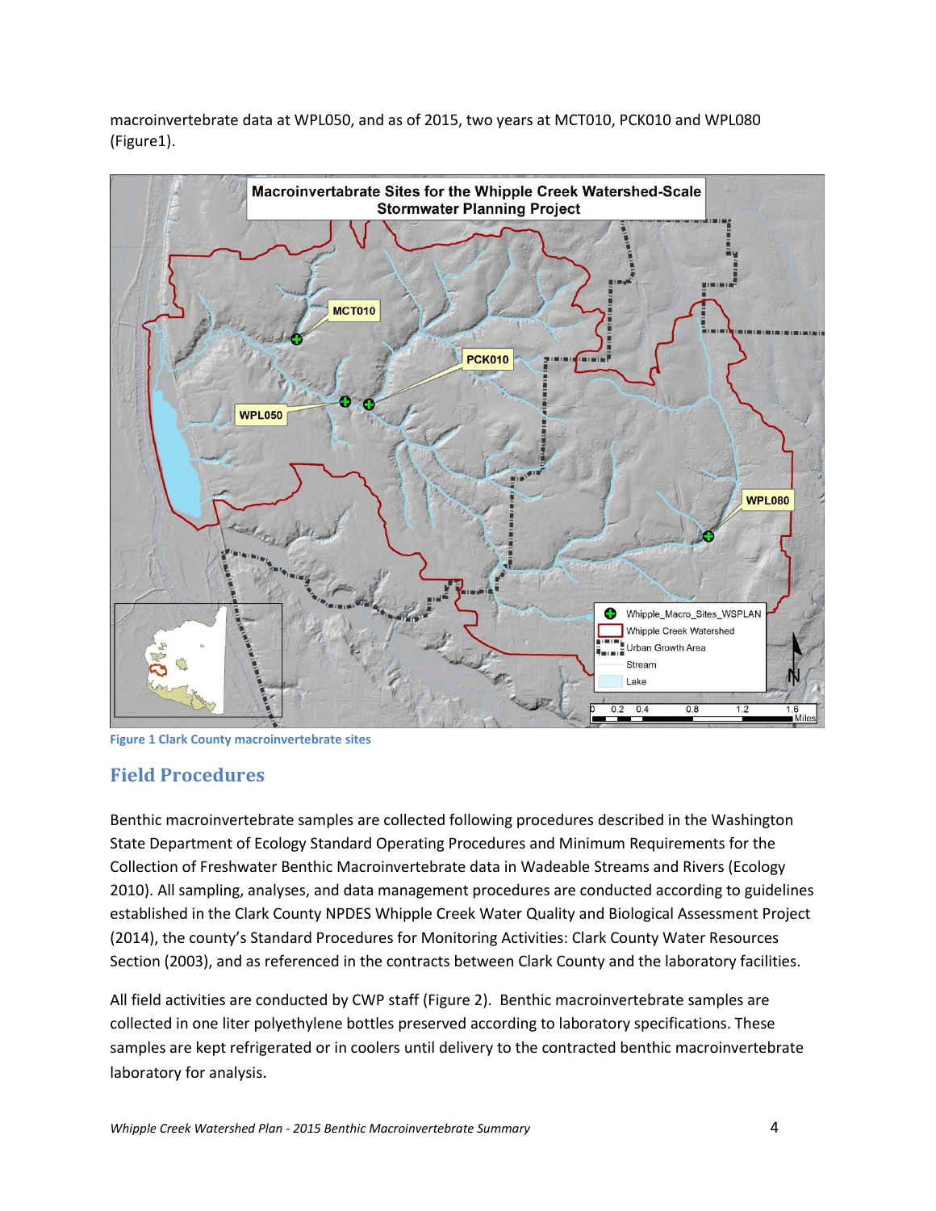macroinvertebrate data at WPL050, and as of 2015, two years at MCT010, PCK010 and WPL080 (Figure1).

Figure 1 Clark County macroinvertebrate sites

## Field Procedures

Benthic macroinvertebrate samples are collected following procedures described in the Washington State Department of Ecology Standard Operating Procedures and Minimum Requirements for the Collection of Freshwater Benthic Macroinvertebrate data in Wadeable Streams and Rivers (Ecology 2010). All sampling, analyses, and data management procedures are conducted according to guidelines established in the Clark County NPDES Whipple Creek Water Quality and Biological Assessment Project (2014), the county's Standard Procedures for Monitoring Activities: Clark County Water Resources Section (2003), and as referenced in the contracts between Clark County and the laboratory facilities.

All field activities are conducted by CWP staff (Figure 2). Benthic macroinvertebrate samples are collected in one liter polyethylene bottles preserved according to laboratory specifications. These samples are kept refrigerated or in coolers until delivery to the contracted benthic macroinvertebrate laboratory for analysis.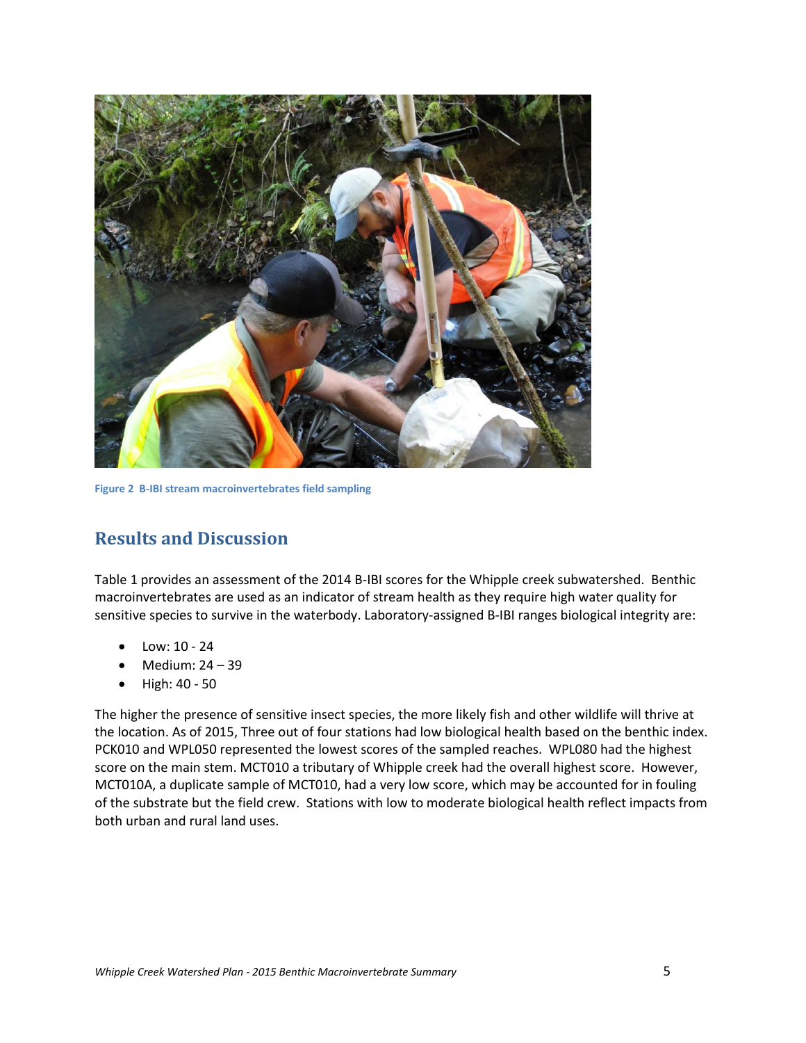Figure 2 B-IBI stream macroinvertebrates field sampling

## Results and Discussion

Table 1 provides an assessment of the 2014 B-IBI scores for the Whipple creek subwatershed. Benthic macroinvertebrates are used as an indicator of stream health as they require high water quality for sensitive species to survive in the waterbody. Laboratory-assigned B-IBI ranges biological integrity are:

- Low: 10 - 24
- Medium: 24 – 39
- High: 40 - 50

The higher the presence of sensitive insect species, the more likely fish and other wildlife will thrive at the location. As of 2015, Three out of four stations had low biological health based on the benthic index. PCK010 and WPL050 represented the lowest scores of the sampled reaches. WPL080 had the highest score on the main stem. MCT010 a tributary of Whipple creek had the overall highest score. However, MCT010A, a duplicate sample of MCT010, had a very low score, which may be accounted for in fouling of the substrate but the field crew. Stations with low to moderate biological health reflect impacts from both urban and rural land uses.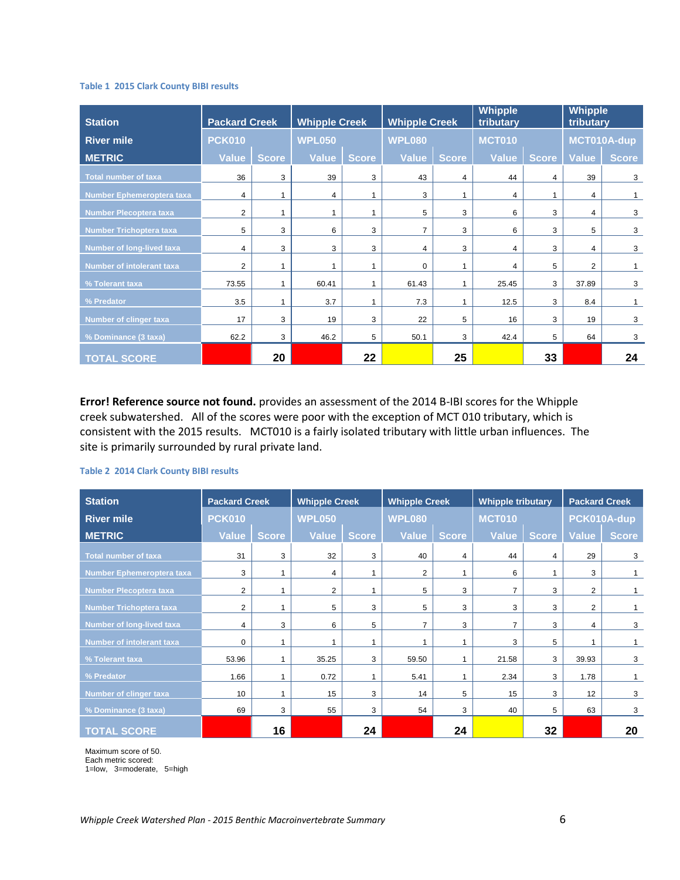Table 1 2015 Clark County BIBI results

| Station | Packard Creek | | Whipple Creek | | Whipple Creek | | Whipple tributary | | Whipple tributary | |
|---|---|---|---|---|---|---|---|---|---|---|
| River mile | PCK010 | | WPL050 | | WPL080 | | MCT010 | | MCT010A-dup | |
| METRIC | Value | Score | Value | Score | Value | Score | Value | Score | Value | Score |
| Total number of taxa | 36 | 3 | 39 | 3 | 43 | 4 | 44 | 4 | 39 | 3 |
| Number Ephemeroptera taxa | 4 | 1 | 4 | 1 | 3 | 1 | 4 | 1 | 4 | 1 |
| Number Plecoptera taxa | 2 | 1 | 1 | 1 | 5 | 3 | 6 | 3 | 4 | 3 |
| Number Trichoptera taxa | 5 | 3 | 6 | 3 | 7 | 3 | 6 | 3 | 5 | 3 |
| Number of long-lived taxa | 4 | 3 | 3 | 3 | 4 | 3 | 4 | 3 | 4 | 3 |
| Number of intolerant taxa | 2 | 1 | 1 | 1 | 0 | 1 | 4 | 5 | 2 | 1 |
| % Tolerant taxa | 73.55 | 1 | 60.41 | 1 | 61.43 | 1 | 25.45 | 3 | 37.89 | 3 |
| % Predator | 3.5 | 1 | 3.7 | 1 | 7.3 | 1 | 12.5 | 3 | 8.4 | 1 |
| Number of clinger taxa | 17 | 3 | 19 | 3 | 22 | 5 | 16 | 3 | 19 | 3 |
| % Dominance (3 taxa) | 62.2 | 3 | 46.2 | 5 | 50.1 | 3 | 42.4 | 5 | 64 | 3 |
| TOTAL SCORE | | 20 | | 22 | | 25 | | 33 | | 24 |

**Error! Reference source not found.** provides an assessment of the 2014 B-IBI scores for the Whipple creek subwatershed. All of the scores were poor with the exception of MCT 010 tributary, which is consistent with the 2015 results. MCT010 is a fairly isolated tributary with little urban influences. The site is primarily surrounded by rural private land.

Table 2 2014 Clark County BIBI results

| Station | Packard Creek | | Whipple Creek | | Whipple Creek | | Whipple tributary | | Packard Creek | |
|---|---|---|---|---|---|---|---|---|---|---|
| River mile | PCK010 | | WPL050 | | WPL080 | | MCT010 | | PCK010A-dup | |
| METRIC | Value | Score | Value | Score | Value | Score | Value | Score | Value | Score |
| Total number of taxa | 31 | 3 | 32 | 3 | 40 | 4 | 44 | 4 | 29 | 3 |
| Number Ephemeroptera taxa | 3 | 1 | 4 | 1 | 2 | 1 | 6 | 1 | 3 | 1 |
| Number Plecoptera taxa | 2 | 1 | 2 | 1 | 5 | 3 | 7 | 3 | 2 | 1 |
| Number Trichoptera taxa | 2 | 1 | 5 | 3 | 5 | 3 | 3 | 3 | 2 | 1 |
| Number of long-lived taxa | 4 | 3 | 6 | 5 | 7 | 3 | 7 | 3 | 4 | 3 |
| Number of intolerant taxa | 0 | 1 | 1 | 1 | 1 | 1 | 3 | 5 | 1 | 1 |
| % Tolerant taxa | 53.96 | 1 | 35.25 | 3 | 59.50 | 1 | 21.58 | 3 | 39.93 | 3 |
| % Predator | 1.66 | 1 | 0.72 | 1 | 5.41 | 1 | 2.34 | 3 | 1.78 | 1 |
| Number of clinger taxa | 10 | 1 | 15 | 3 | 14 | 5 | 15 | 3 | 12 | 3 |
| % Dominance (3 taxa) | 69 | 3 | 55 | 3 | 54 | 3 | 40 | 5 | 63 | 3 |
| TOTAL SCORE | | 16 | | 24 | | 24 | | 32 | | 20 |

Maximum score of 50.
Each metric scored:
1=low, 3=moderate, 5=high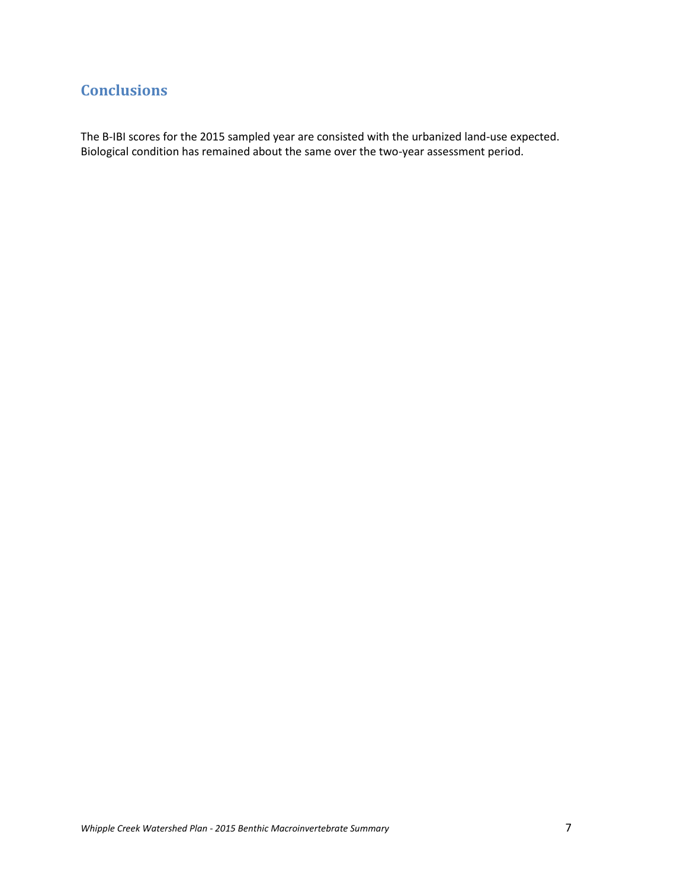## Conclusions

The B-IBI scores for the 2015 sampled year are consisted with the urbanized land-use expected. Biological condition has remained about the same over the two-year assessment period.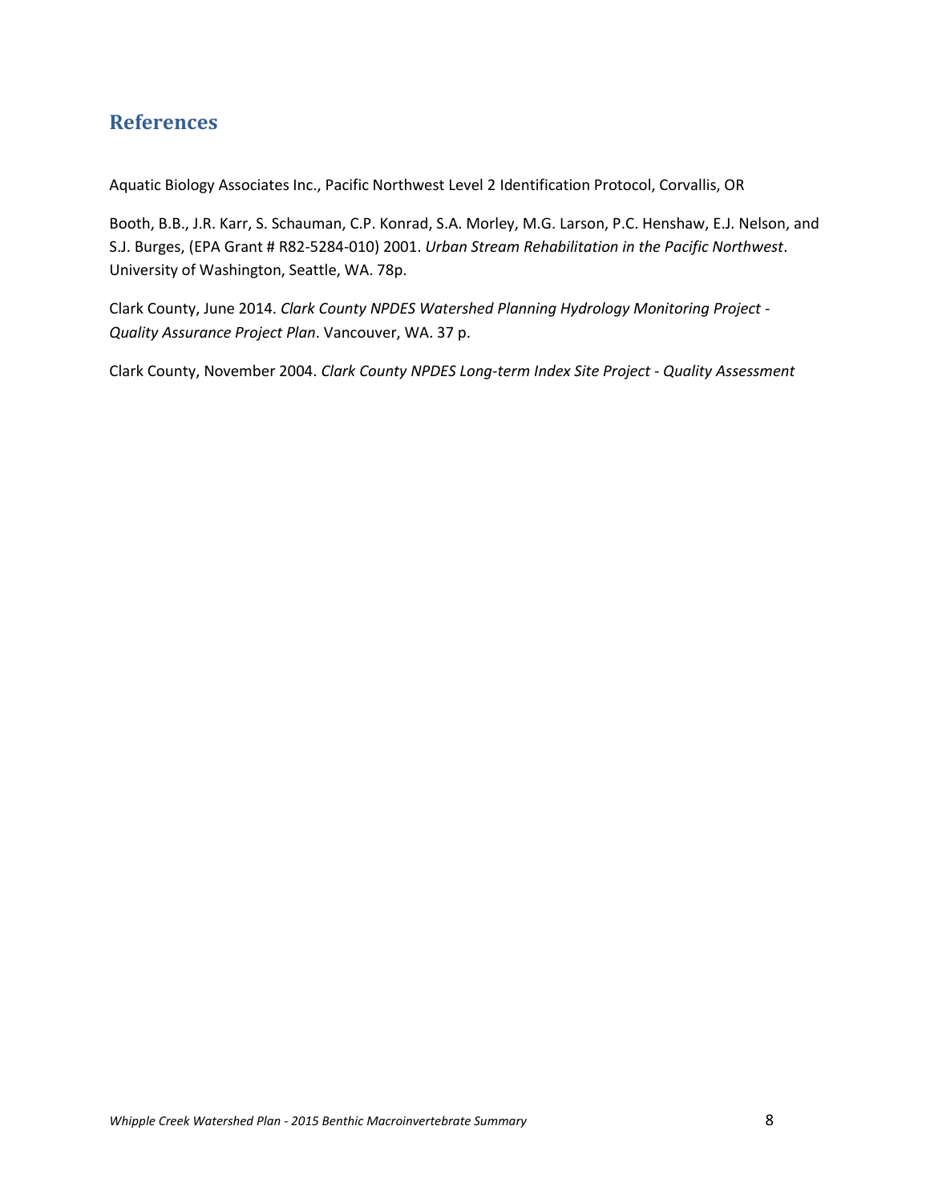## References

Aquatic Biology Associates Inc., Pacific Northwest Level 2 Identification Protocol, Corvallis, OR

Booth, B.B., J.R. Karr, S. Schauman, C.P. Konrad, S.A. Morley, M.G. Larson, P.C. Henshaw, E.J. Nelson, and S.J. Burges, (EPA Grant # R82-5284-010) 2001. *Urban Stream Rehabilitation in the Pacific Northwest*. University of Washington, Seattle, WA. 78p.

Clark County, June 2014. *Clark County NPDES Watershed Planning Hydrology Monitoring Project - Quality Assurance Project Plan*. Vancouver, WA. 37 p.

Clark County, November 2004. *Clark County NPDES Long-term Index Site Project - Quality Assessment*